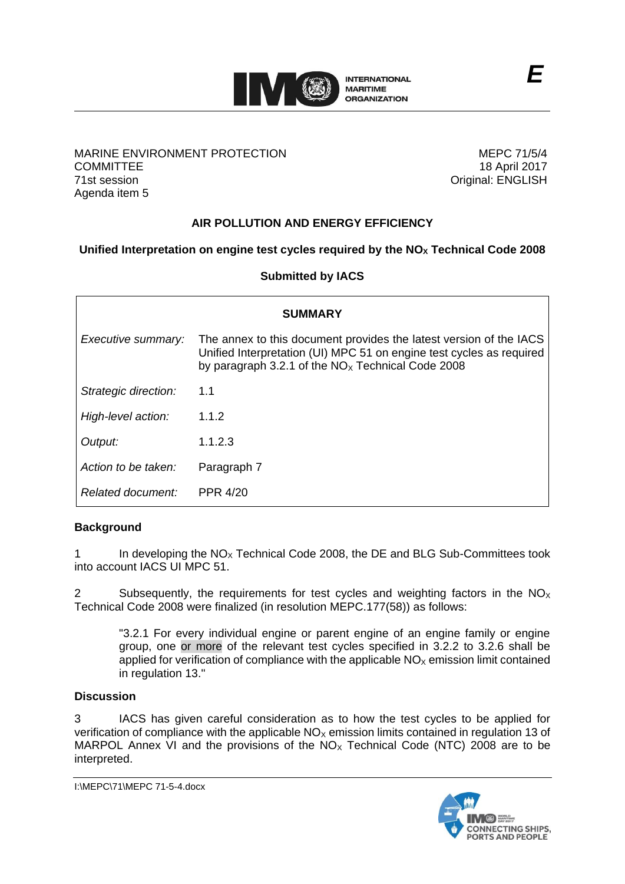E

MARINE ENVIRONMENT PROTECTION COMMITTEE
71st session
Agenda item 5

MEPC 71/5/4
18 April 2017
Original: ENGLISH

## AIR POLLUTION AND ENERGY EFFICIENCY

### Unified Interpretation on engine test cycles required by the $NO_X$ Technical Code 2008

**Submitted by IACS**

| SUMMARY | |
|---|---|
| *Executive summary:* | The annex to this document provides the latest version of the IACS Unified Interpretation (UI) MPC 51 on engine test cycles as required by paragraph 3.2.1 of the $NO_X$ Technical Code 2008 |
| *Strategic direction:* | 1.1 |
| *High-level action:* | 1.1.2 |
| *Output:* | 1.1.2.3 |
| *Action to be taken:* | Paragraph 7 |
| *Related document:* | PPR 4/20 |

**Background**

1 In developing the $NO_X$ Technical Code 2008, the DE and BLG Sub-Committees took into account IACS UI MPC 51.

2 Subsequently, the requirements for test cycles and weighting factors in the $NO_X$ Technical Code 2008 were finalized (in resolution MEPC.177(58)) as follows:

> "3.2.1 For every individual engine or parent engine of an engine family or engine group, one or more of the relevant test cycles specified in 3.2.2 to 3.2.6 shall be applied for verification of compliance with the applicable $NO_X$ emission limit contained in regulation 13."

**Discussion**

3 IACS has given careful consideration as to how the test cycles to be applied for verification of compliance with the applicable $NO_X$ emission limits contained in regulation 13 of MARPOL Annex VI and the provisions of the $NO_X$ Technical Code (NTC) 2008 are to be interpreted.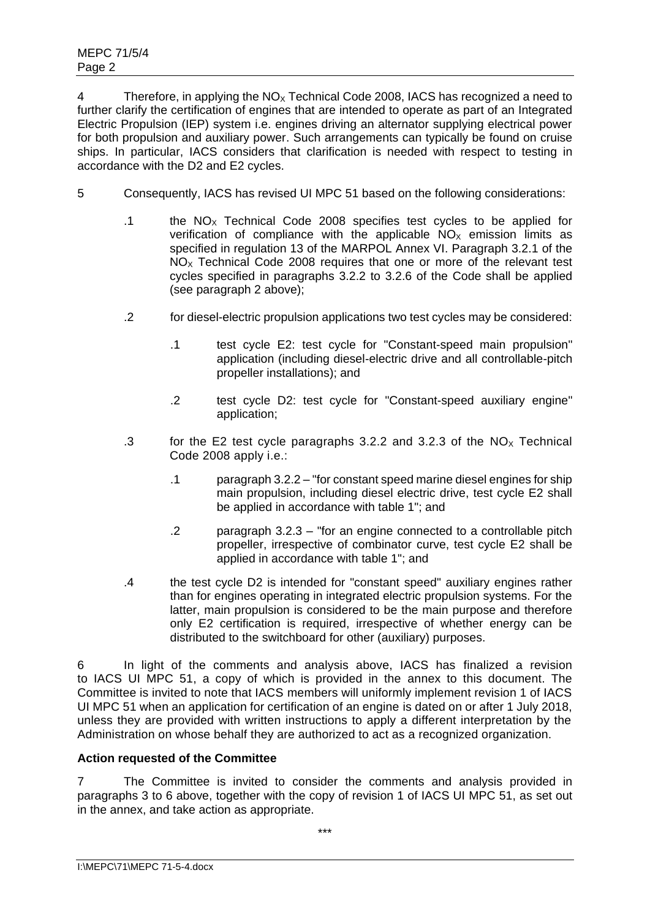4 Therefore, in applying the $NO_X$ Technical Code 2008, IACS has recognized a need to further clarify the certification of engines that are intended to operate as part of an Integrated Electric Propulsion (IEP) system i.e. engines driving an alternator supplying electrical power for both propulsion and auxiliary power. Such arrangements can typically be found on cruise ships. In particular, IACS considers that clarification is needed with respect to testing in accordance with the D2 and E2 cycles.

5 Consequently, IACS has revised UI MPC 51 based on the following considerations:

.1 the $NO_X$ Technical Code 2008 specifies test cycles to be applied for verification of compliance with the applicable $NO_X$ emission limits as specified in regulation 13 of the MARPOL Annex VI. Paragraph 3.2.1 of the $NO_X$ Technical Code 2008 requires that one or more of the relevant test cycles specified in paragraphs 3.2.2 to 3.2.6 of the Code shall be applied (see paragraph 2 above);

.2 for diesel-electric propulsion applications two test cycles may be considered:

.1 test cycle E2: test cycle for "Constant-speed main propulsion" application (including diesel-electric drive and all controllable-pitch propeller installations); and

.2 test cycle D2: test cycle for "Constant-speed auxiliary engine" application;

.3 for the E2 test cycle paragraphs 3.2.2 and 3.2.3 of the $NO_X$ Technical Code 2008 apply i.e.:

.1 paragraph 3.2.2 – "for constant speed marine diesel engines for ship main propulsion, including diesel electric drive, test cycle E2 shall be applied in accordance with table 1"; and

.2 paragraph 3.2.3 – "for an engine connected to a controllable pitch propeller, irrespective of combinator curve, test cycle E2 shall be applied in accordance with table 1"; and

.4 the test cycle D2 is intended for "constant speed" auxiliary engines rather than for engines operating in integrated electric propulsion systems. For the latter, main propulsion is considered to be the main purpose and therefore only E2 certification is required, irrespective of whether energy can be distributed to the switchboard for other (auxiliary) purposes.

6 In light of the comments and analysis above, IACS has finalized a revision to IACS UI MPC 51, a copy of which is provided in the annex to this document. The Committee is invited to note that IACS members will uniformly implement revision 1 of IACS UI MPC 51 when an application for certification of an engine is dated on or after 1 July 2018, unless they are provided with written instructions to apply a different interpretation by the Administration on whose behalf they are authorized to act as a recognized organization.

**Action requested of the Committee**

7 The Committee is invited to consider the comments and analysis provided in paragraphs 3 to 6 above, together with the copy of revision 1 of IACS UI MPC 51, as set out in the annex, and take action as appropriate.

\*\*\*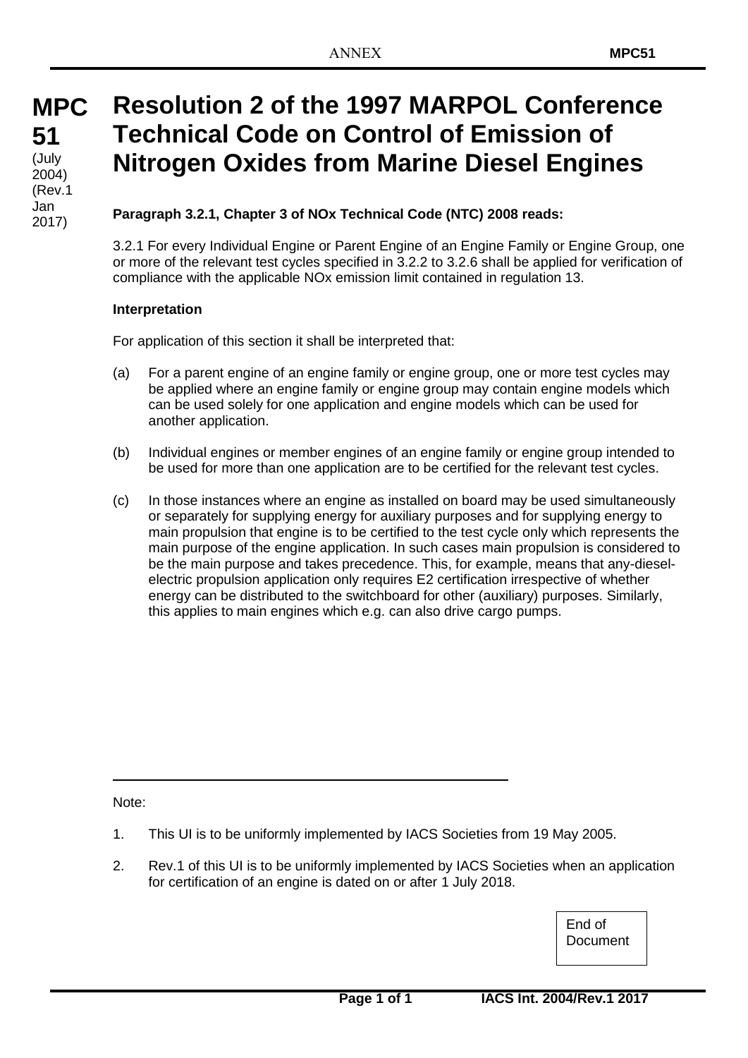**MPC 51**
(July 2004)
(Rev.1 Jan 2017)

# Resolution 2 of the 1997 MARPOL Conference Technical Code on Control of Emission of Nitrogen Oxides from Marine Diesel Engines

**Paragraph 3.2.1, Chapter 3 of NOx Technical Code (NTC) 2008 reads:**

3.2.1 For every Individual Engine or Parent Engine of an Engine Family or Engine Group, one or more of the relevant test cycles specified in 3.2.2 to 3.2.6 shall be applied for verification of compliance with the applicable NOx emission limit contained in regulation 13.

**Interpretation**

For application of this section it shall be interpreted that:

(a) For a parent engine of an engine family or engine group, one or more test cycles may be applied where an engine family or engine group may contain engine models which can be used solely for one application and engine models which can be used for another application.

(b) Individual engines or member engines of an engine family or engine group intended to be used for more than one application are to be certified for the relevant test cycles.

(c) In those instances where an engine as installed on board may be used simultaneously or separately for supplying energy for auxiliary purposes and for supplying energy to main propulsion that engine is to be certified to the test cycle only which represents the main purpose of the engine application. In such cases main propulsion is considered to be the main purpose and takes precedence. This, for example, means that any-diesel-electric propulsion application only requires E2 certification irrespective of whether energy can be distributed to the switchboard for other (auxiliary) purposes. Similarly, this applies to main engines which e.g. can also drive cargo pumps.

---

Note:

1. This UI is to be uniformly implemented by IACS Societies from 19 May 2005.

2. Rev.1 of this UI is to be uniformly implemented by IACS Societies when an application for certification of an engine is dated on or after 1 July 2018.

End of Document